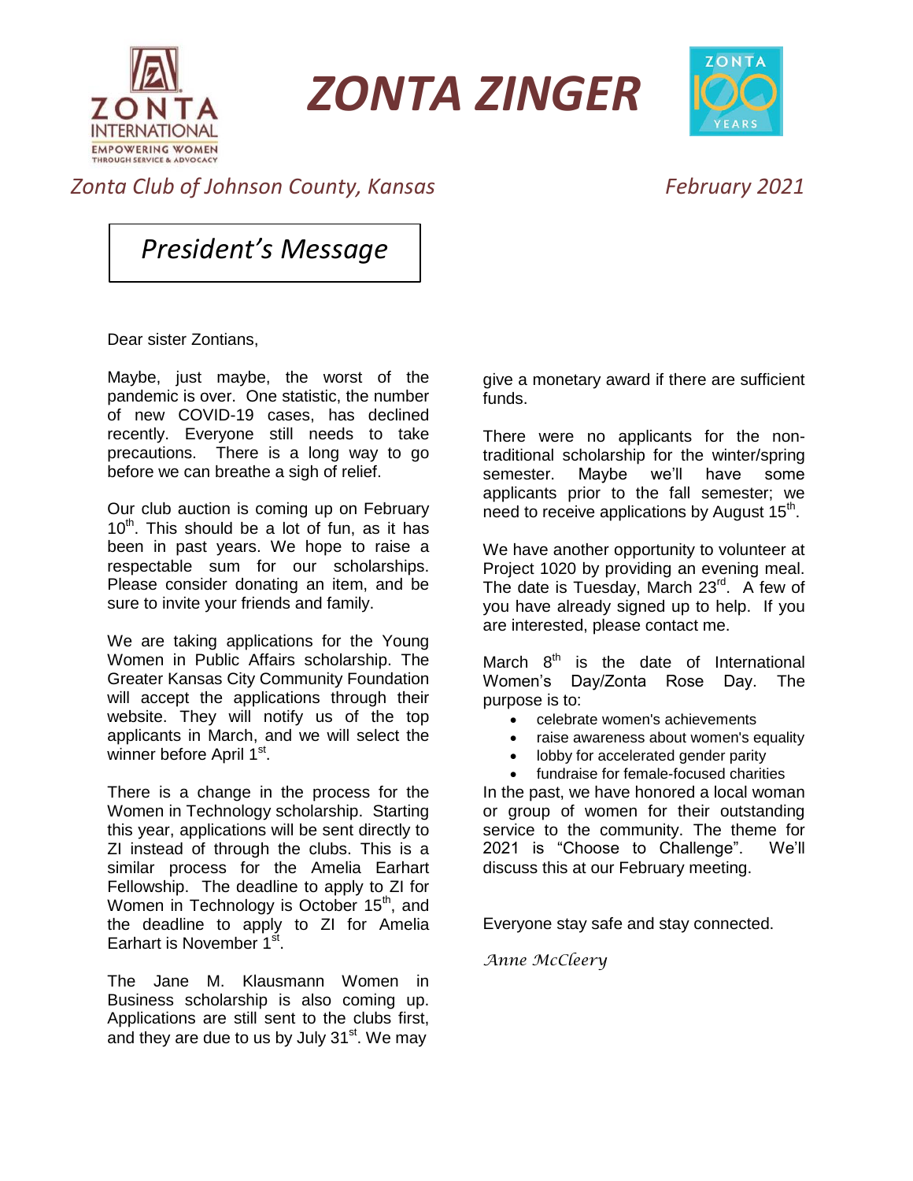# ZONTA ZINGER

*Zonta Club of Johnson County, Kansas*

*February 2021*

## *President's Message*

Dear sister Zontians,

Maybe, just maybe, the worst of the pandemic is over. One statistic, the number of new COVID-19 cases, has declined recently. Everyone still needs to take precautions. There is a long way to go before we can breathe a sigh of relief.

Our club auction is coming up on February 10th. This should be a lot of fun, as it has been in past years. We hope to raise a respectable sum for our scholarships. Please consider donating an item, and be sure to invite your friends and family.

We are taking applications for the Young Women in Public Affairs scholarship. The Greater Kansas City Community Foundation will accept the applications through their website. They will notify us of the top applicants in March, and we will select the winner before April 1st.

There is a change in the process for the Women in Technology scholarship. Starting this year, applications will be sent directly to ZI instead of through the clubs. This is a similar process for the Amelia Earhart Fellowship. The deadline to apply to ZI for Women in Technology is October 15th, and the deadline to apply to ZI for Amelia Earhart is November 1st.

The Jane M. Klausmann Women in Business scholarship is also coming up. Applications are still sent to the clubs first, and they are due to us by July 31st. We may give a monetary award if there are sufficient funds.

There were no applicants for the non-traditional scholarship for the winter/spring semester. Maybe we'll have some applicants prior to the fall semester; we need to receive applications by August 15th.

We have another opportunity to volunteer at Project 1020 by providing an evening meal. The date is Tuesday, March 23rd. A few of you have already signed up to help. If you are interested, please contact me.

March 8th is the date of International Women's Day/Zonta Rose Day. The purpose is to:

- celebrate women's achievements
- raise awareness about women's equality
- lobby for accelerated gender parity
- fundraise for female-focused charities

In the past, we have honored a local woman or group of women for their outstanding service to the community. The theme for 2021 is "Choose to Challenge". We'll discuss this at our February meeting.

Everyone stay safe and stay connected.

*Anne McCleery*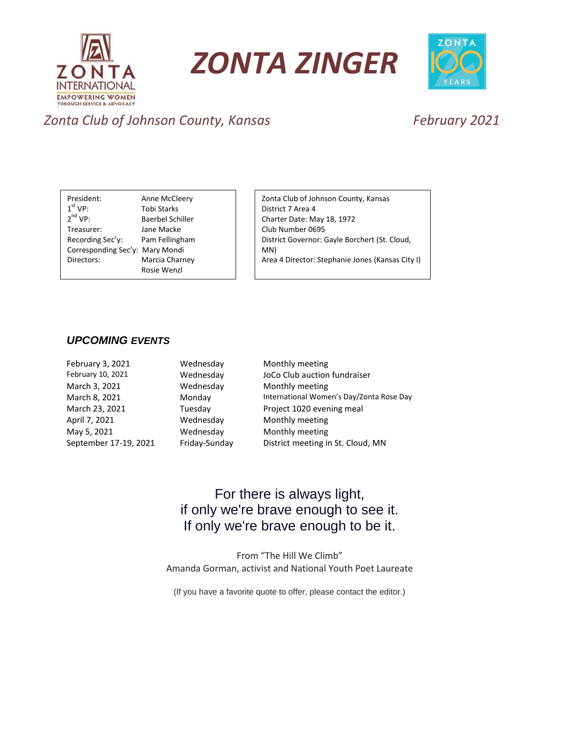# ZONTA ZINGER

*Zonta Club of Johnson County, Kansas* *February 2021*

| | |
|---|---|
| President: | Anne McCleery |
| 1st VP: | Tobi Starks |
| 2nd VP: | Baerbel Schiller |
| Treasurer: | Jane Macke |
| Recording Sec'y: | Pam Fellingham |
| Corresponding Sec'y: | Mary Mondi |
| Directors: | Marcia Charney |
| | Rosie Wenzl |

Zonta Club of Johnson County, Kansas
District 7 Area 4
Charter Date: May 18, 1972
Club Number 0695
District Governor: Gayle Borchert (St. Cloud, MN)
Area 4 Director: Stephanie Jones (Kansas City I)

## *UPCOMING EVENTS*

| | | |
|---|---|---|
| February 3, 2021 | Wednesday | Monthly meeting |
| February 10, 2021 | Wednesday | JoCo Club auction fundraiser |
| March 3, 2021 | Wednesday | Monthly meeting |
| March 8, 2021 | Monday | International Women's Day/Zonta Rose Day |
| March 23, 2021 | Tuesday | Project 1020 evening meal |
| April 7, 2021 | Wednesday | Monthly meeting |
| May 5, 2021 | Wednesday | Monthly meeting |
| September 17-19, 2021 | Friday-Sunday | District meeting in St. Cloud, MN |

For there is always light,
if only we're brave enough to see it.
If only we're brave enough to be it.

From "The Hill We Climb"
Amanda Gorman, activist and National Youth Poet Laureate

(If you have a favorite quote to offer, please contact the editor.)